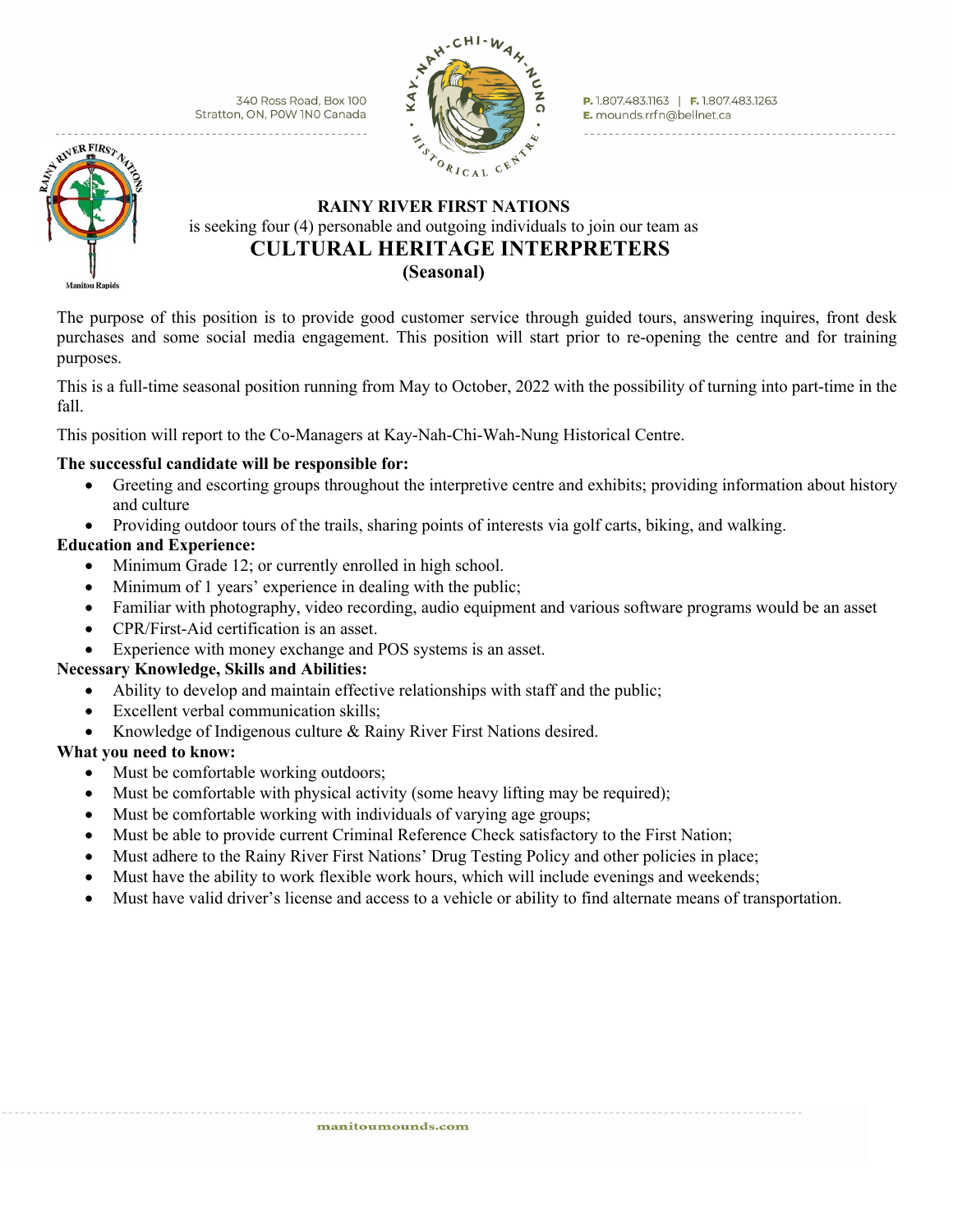340 Ross Road, Box 100
Stratton, ON, P0W 1N0 Canada

**P.** 1.807.483.1163 | **F.** 1.807.483.1263
**E.** mounds.rrfn@bellnet.ca

**RAINY RIVER FIRST NATIONS**

is seeking four (4) personable and outgoing individuals to join our team as

# CULTURAL HERITAGE INTERPRETERS

**(Seasonal)**

The purpose of this position is to provide good customer service through guided tours, answering inquires, front desk purchases and some social media engagement. This position will start prior to re-opening the centre and for training purposes.

This is a full-time seasonal position running from May to October, 2022 with the possibility of turning into part-time in the fall.

This position will report to the Co-Managers at Kay-Nah-Chi-Wah-Nung Historical Centre.

**The successful candidate will be responsible for:**

- Greeting and escorting groups throughout the interpretive centre and exhibits; providing information about history and culture
- Providing outdoor tours of the trails, sharing points of interests via golf carts, biking, and walking.

**Education and Experience:**

- Minimum Grade 12; or currently enrolled in high school.
- Minimum of 1 years' experience in dealing with the public;
- Familiar with photography, video recording, audio equipment and various software programs would be an asset
- CPR/First-Aid certification is an asset.
- Experience with money exchange and POS systems is an asset.

**Necessary Knowledge, Skills and Abilities:**

- Ability to develop and maintain effective relationships with staff and the public;
- Excellent verbal communication skills;
- Knowledge of Indigenous culture & Rainy River First Nations desired.

**What you need to know:**

- Must be comfortable working outdoors;
- Must be comfortable with physical activity (some heavy lifting may be required);
- Must be comfortable working with individuals of varying age groups;
- Must be able to provide current Criminal Reference Check satisfactory to the First Nation;
- Must adhere to the Rainy River First Nations' Drug Testing Policy and other policies in place;
- Must have the ability to work flexible work hours, which will include evenings and weekends;
- Must have valid driver's license and access to a vehicle or ability to find alternate means of transportation.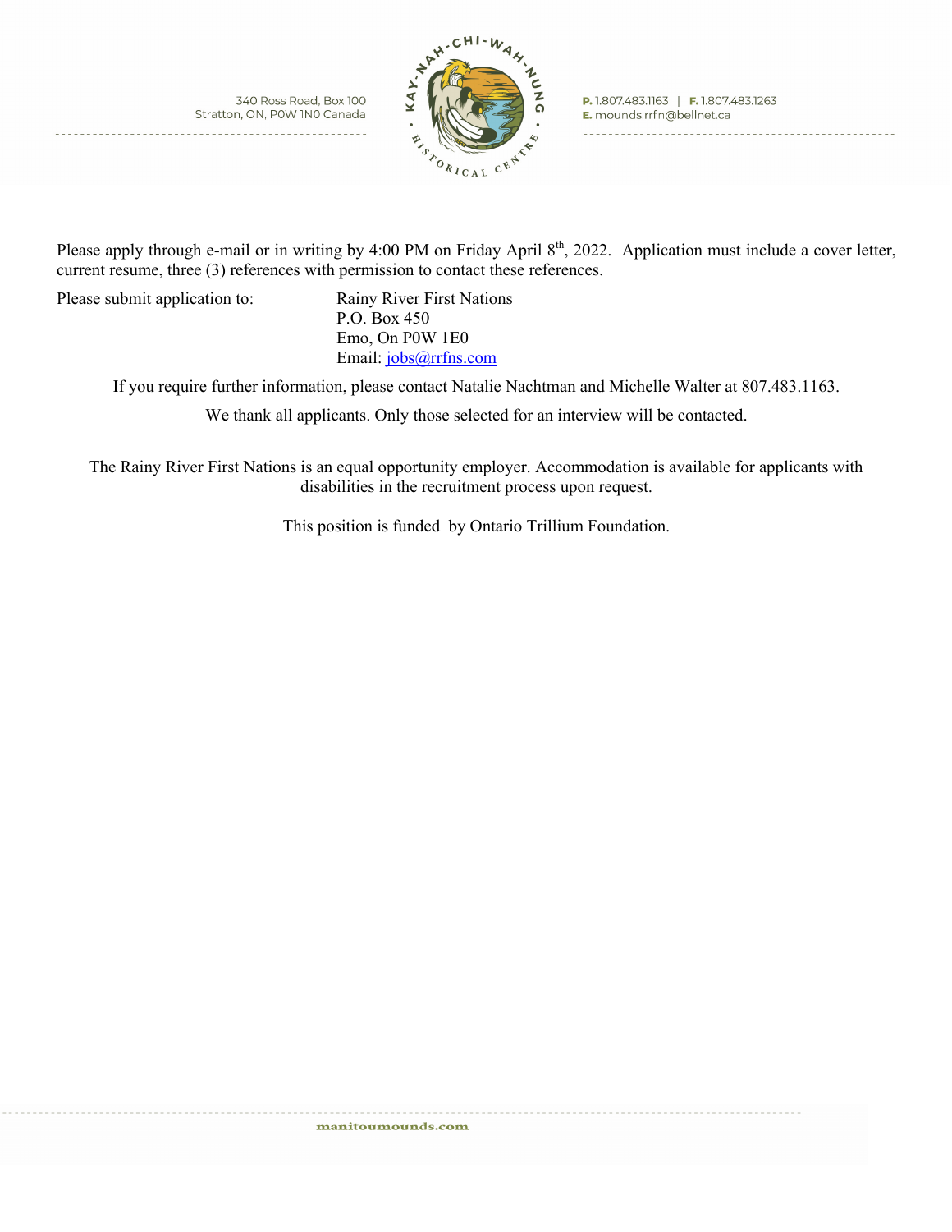Please apply through e-mail or in writing by 4:00 PM on Friday April 8th, 2022. Application must include a cover letter, current resume, three (3) references with permission to contact these references.

Please submit application to:

Rainy River First Nations
P.O. Box 450
Emo, On P0W 1E0
Email: jobs@rrfns.com

If you require further information, please contact Natalie Nachtman and Michelle Walter at 807.483.1163.

We thank all applicants. Only those selected for an interview will be contacted.

The Rainy River First Nations is an equal opportunity employer. Accommodation is available for applicants with disabilities in the recruitment process upon request.

This position is funded by Ontario Trillium Foundation.